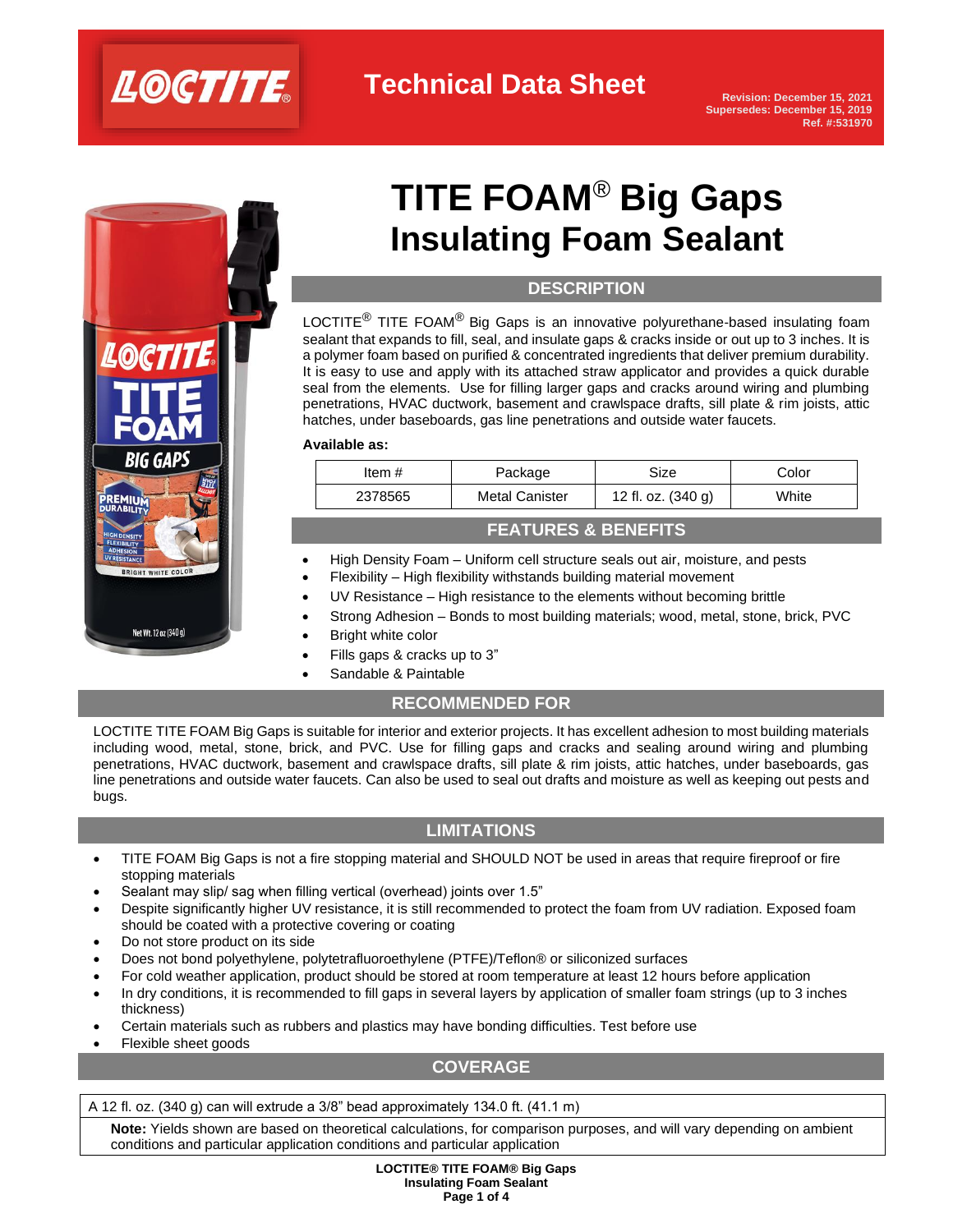# Technical Data Sheet

Revision: December 15, 2021
Supersedes: December 15, 2019
Ref. #:531970

# TITE FOAM® Big Gaps Insulating Foam Sealant

## DESCRIPTION

LOCTITE® TITE FOAM® Big Gaps is an innovative polyurethane-based insulating foam sealant that expands to fill, seal, and insulate gaps & cracks inside or out up to 3 inches. It is a polymer foam based on purified & concentrated ingredients that deliver premium durability. It is easy to use and apply with its attached straw applicator and provides a quick durable seal from the elements. Use for filling larger gaps and cracks around wiring and plumbing penetrations, HVAC ductwork, basement and crawlspace drafts, sill plate & rim joists, attic hatches, under baseboards, gas line penetrations and outside water faucets.

**Available as:**

| Item # | Package | Size | Color |
|---|---|---|---|
| 2378565 | Metal Canister | 12 fl. oz. (340 g) | White |

## FEATURES & BENEFITS

- High Density Foam – Uniform cell structure seals out air, moisture, and pests
- Flexibility – High flexibility withstands building material movement
- UV Resistance – High resistance to the elements without becoming brittle
- Strong Adhesion – Bonds to most building materials; wood, metal, stone, brick, PVC
- Bright white color
- Fills gaps & cracks up to 3"
- Sandable & Paintable

## RECOMMENDED FOR

LOCTITE TITE FOAM Big Gaps is suitable for interior and exterior projects. It has excellent adhesion to most building materials including wood, metal, stone, brick, and PVC. Use for filling gaps and cracks and sealing around wiring and plumbing penetrations, HVAC ductwork, basement and crawlspace drafts, sill plate & rim joists, attic hatches, under baseboards, gas line penetrations and outside water faucets. Can also be used to seal out drafts and moisture as well as keeping out pests and bugs.

## LIMITATIONS

- TITE FOAM Big Gaps is not a fire stopping material and SHOULD NOT be used in areas that require fireproof or fire stopping materials
- Sealant may slip/ sag when filling vertical (overhead) joints over 1.5"
- Despite significantly higher UV resistance, it is still recommended to protect the foam from UV radiation. Exposed foam should be coated with a protective covering or coating
- Do not store product on its side
- Does not bond polyethylene, polytetrafluoroethylene (PTFE)/Teflon® or siliconized surfaces
- For cold weather application, product should be stored at room temperature at least 12 hours before application
- In dry conditions, it is recommended to fill gaps in several layers by application of smaller foam strings (up to 3 inches thickness)
- Certain materials such as rubbers and plastics may have bonding difficulties. Test before use
- Flexible sheet goods

## COVERAGE

A 12 fl. oz. (340 g) can will extrude a 3/8" bead approximately 134.0 ft. (41.1 m)

**Note:** Yields shown are based on theoretical calculations, for comparison purposes, and will vary depending on ambient conditions and particular application conditions and particular application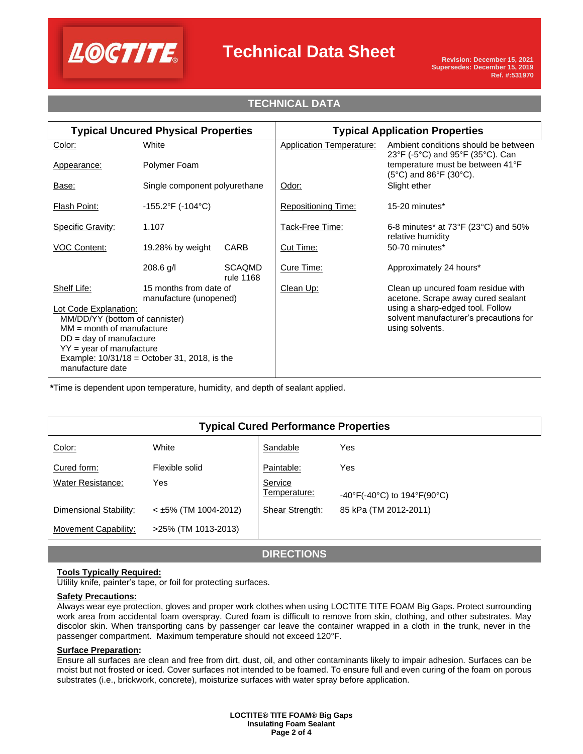## TECHNICAL DATA

| Typical Uncured Physical Properties | | | Typical Application Properties | |
|---|---|---|---|---|
| Color: | White | | Application Temperature: | Ambient conditions should be between 23°F (-5°C) and 95°F (35°C). Can temperature must be between 41°F (5°C) and 86°F (30°C). |
| Appearance: | Polymer Foam | | | |
| Base: | Single component polyurethane | | Odor: | Slight ether |
| Flash Point: | -155.2°F (-104°C) | | Repositioning Time: | 15-20 minutes* |
| Specific Gravity: | 1.107 | | Tack-Free Time: | 6-8 minutes* at 73°F (23°C) and 50% relative humidity |
| VOC Content: | 19.28% by weight | CARB | Cut Time: | 50-70 minutes* |
| | 208.6 g/l | SCAQMD rule 1168 | Cure Time: | Approximately 24 hours* |
| Shelf Life: | 15 months from date of manufacture (unopened) | | Clean Up: | Clean up uncured foam residue with acetone. Scrape away cured sealant using a sharp-edged tool. Follow solvent manufacturer's precautions for using solvents. |

Lot Code Explanation:
MM/DD/YY (bottom of cannister)
MM = month of manufacture
DD = day of manufacture
YY = year of manufacture
Example: 10/31/18 = October 31, 2018, is the manufacture date

***Time is dependent upon temperature, humidity, and depth of sealant applied.

| Typical Cured Performance Properties | | | |
|---|---|---|---|
| Color: | White | Sandable | Yes |
| Cured form: | Flexible solid | Paintable: | Yes |
| Water Resistance: | Yes | Service Temperature: | -40°F(-40°C) to 194°F(90°C) |
| Dimensional Stability: | < ±5% (TM 1004-2012) | Shear Strength: | 85 kPa (TM 2012-2011) |
| Movement Capability: | >25% (TM 1013-2013) | | |

## DIRECTIONS

**Tools Typically Required:**
Utility knife, painter's tape, or foil for protecting surfaces.

**Safety Precautions:**
Always wear eye protection, gloves and proper work clothes when using LOCTITE TITE FOAM Big Gaps. Protect surrounding work area from accidental foam overspray. Cured foam is difficult to remove from skin, clothing, and other substrates. May discolor skin. When transporting cans by passenger car leave the container wrapped in a cloth in the trunk, never in the passenger compartment. Maximum temperature should not exceed 120°F.

**Surface Preparation:**
Ensure all surfaces are clean and free from dirt, dust, oil, and other contaminants likely to impair adhesion. Surfaces can be moist but not frosted or iced. Cover surfaces not intended to be foamed. To ensure full and even curing of the foam on porous substrates (i.e., brickwork, concrete), moisturize surfaces with water spray before application.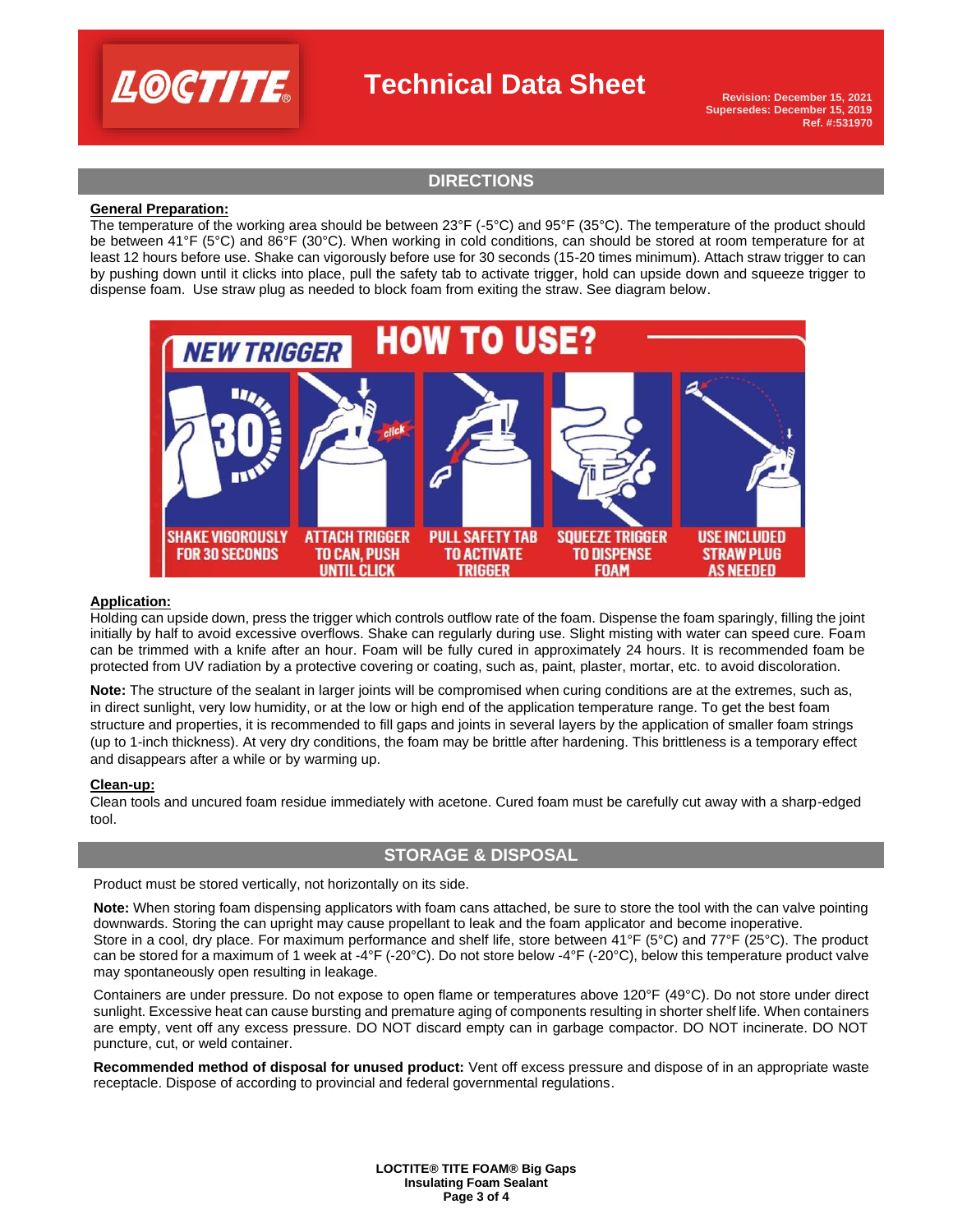## DIRECTIONS

**General Preparation:**

The temperature of the working area should be between 23°F (-5°C) and 95°F (35°C). The temperature of the product should be between 41°F (5°C) and 86°F (30°C). When working in cold conditions, can should be stored at room temperature for at least 12 hours before use. Shake can vigorously before use for 30 seconds (15-20 times minimum). Attach straw trigger to can by pushing down until it clicks into place, pull the safety tab to activate trigger, hold can upside down and squeeze trigger to dispense foam. Use straw plug as needed to block foam from exiting the straw. See diagram below.

**Application:**

Holding can upside down, press the trigger which controls outflow rate of the foam. Dispense the foam sparingly, filling the joint initially by half to avoid excessive overflows. Shake can regularly during use. Slight misting with water can speed cure. Foam can be trimmed with a knife after an hour. Foam will be fully cured in approximately 24 hours. It is recommended foam be protected from UV radiation by a protective covering or coating, such as, paint, plaster, mortar, etc. to avoid discoloration.

**Note:** The structure of the sealant in larger joints will be compromised when curing conditions are at the extremes, such as, in direct sunlight, very low humidity, or at the low or high end of the application temperature range. To get the best foam structure and properties, it is recommended to fill gaps and joints in several layers by the application of smaller foam strings (up to 1-inch thickness). At very dry conditions, the foam may be brittle after hardening. This brittleness is a temporary effect and disappears after a while or by warming up.

**Clean-up:**

Clean tools and uncured foam residue immediately with acetone. Cured foam must be carefully cut away with a sharp-edged tool.

## STORAGE & DISPOSAL

Product must be stored vertically, not horizontally on its side.

**Note:** When storing foam dispensing applicators with foam cans attached, be sure to store the tool with the can valve pointing downwards. Storing the can upright may cause propellant to leak and the foam applicator and become inoperative. Store in a cool, dry place. For maximum performance and shelf life, store between 41°F (5°C) and 77°F (25°C). The product can be stored for a maximum of 1 week at -4°F (-20°C). Do not store below -4°F (-20°C), below this temperature product valve may spontaneously open resulting in leakage.

Containers are under pressure. Do not expose to open flame or temperatures above 120°F (49°C). Do not store under direct sunlight. Excessive heat can cause bursting and premature aging of components resulting in shorter shelf life. When containers are empty, vent off any excess pressure. DO NOT discard empty can in garbage compactor. DO NOT incinerate. DO NOT puncture, cut, or weld container.

**Recommended method of disposal for unused product:** Vent off excess pressure and dispose of in an appropriate waste receptacle. Dispose of according to provincial and federal governmental regulations.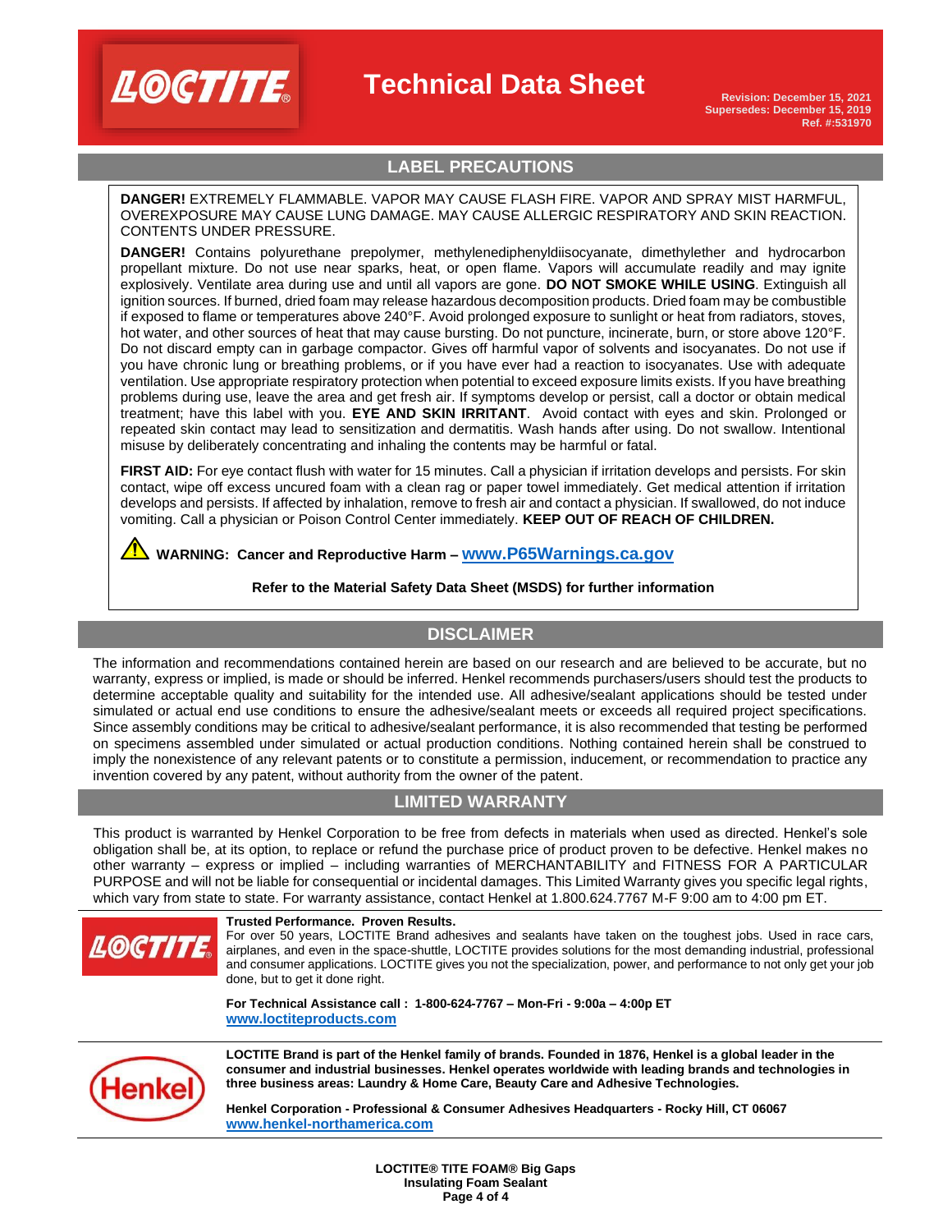# Technical Data Sheet

Revision: December 15, 2021
Supersedes: December 15, 2019
Ref. #:531970

## LABEL PRECAUTIONS

**DANGER!** EXTREMELY FLAMMABLE. VAPOR MAY CAUSE FLASH FIRE. VAPOR AND SPRAY MIST HARMFUL, OVEREXPOSURE MAY CAUSE LUNG DAMAGE. MAY CAUSE ALLERGIC RESPIRATORY AND SKIN REACTION. CONTENTS UNDER PRESSURE.

**DANGER!** Contains polyurethane prepolymer, methylenediphenyldiisocyanate, dimethylether and hydrocarbon propellant mixture. Do not use near sparks, heat, or open flame. Vapors will accumulate readily and may ignite explosively. Ventilate area during use and until all vapors are gone. **DO NOT SMOKE WHILE USING**. Extinguish all ignition sources. If burned, dried foam may release hazardous decomposition products. Dried foam may be combustible if exposed to flame or temperatures above 240°F. Avoid prolonged exposure to sunlight or heat from radiators, stoves, hot water, and other sources of heat that may cause bursting. Do not puncture, incinerate, burn, or store above 120°F. Do not discard empty can in garbage compactor. Gives off harmful vapor of solvents and isocyanates. Do not use if you have chronic lung or breathing problems, or if you have ever had a reaction to isocyanates. Use with adequate ventilation. Use appropriate respiratory protection when potential to exceed exposure limits exists. If you have breathing problems during use, leave the area and get fresh air. If symptoms develop or persist, call a doctor or obtain medical treatment; have this label with you. **EYE AND SKIN IRRITANT**. Avoid contact with eyes and skin. Prolonged or repeated skin contact may lead to sensitization and dermatitis. Wash hands after using. Do not swallow. Intentional misuse by deliberately concentrating and inhaling the contents may be harmful or fatal.

**FIRST AID:** For eye contact flush with water for 15 minutes. Call a physician if irritation develops and persists. For skin contact, wipe off excess uncured foam with a clean rag or paper towel immediately. Get medical attention if irritation develops and persists. If affected by inhalation, remove to fresh air and contact a physician. If swallowed, do not induce vomiting. Call a physician or Poison Control Center immediately. **KEEP OUT OF REACH OF CHILDREN.**

⚠ **WARNING: Cancer and Reproductive Harm – www.P65Warnings.ca.gov**

**Refer to the Material Safety Data Sheet (MSDS) for further information**

## DISCLAIMER

The information and recommendations contained herein are based on our research and are believed to be accurate, but no warranty, express or implied, is made or should be inferred. Henkel recommends purchasers/users should test the products to determine acceptable quality and suitability for the intended use. All adhesive/sealant applications should be tested under simulated or actual end use conditions to ensure the adhesive/sealant meets or exceeds all required project specifications. Since assembly conditions may be critical to adhesive/sealant performance, it is also recommended that testing be performed on specimens assembled under simulated or actual production conditions. Nothing contained herein shall be construed to imply the nonexistence of any relevant patents or to constitute a permission, inducement, or recommendation to practice any invention covered by any patent, without authority from the owner of the patent.

## LIMITED WARRANTY

This product is warranted by Henkel Corporation to be free from defects in materials when used as directed. Henkel's sole obligation shall be, at its option, to replace or refund the purchase price of product proven to be defective. Henkel makes no other warranty – express or implied – including warranties of MERCHANTABILITY and FITNESS FOR A PARTICULAR PURPOSE and will not be liable for consequential or incidental damages. This Limited Warranty gives you specific legal rights, which vary from state to state. For warranty assistance, contact Henkel at 1.800.624.7767 M-F 9:00 am to 4:00 pm ET.

**Trusted Performance. Proven Results.**
For over 50 years, LOCTITE Brand adhesives and sealants have taken on the toughest jobs. Used in race cars, airplanes, and even in the space-shuttle, LOCTITE provides solutions for the most demanding industrial, professional and consumer applications. LOCTITE gives you not the specialization, power, and performance to not only get your job done, but to get it done right.

**For Technical Assistance call : 1-800-624-7767 – Mon-Fri - 9:00a – 4:00p ET**
**www.loctiteproducts.com**

**LOCTITE Brand is part of the Henkel family of brands. Founded in 1876, Henkel is a global leader in the consumer and industrial businesses. Henkel operates worldwide with leading brands and technologies in three business areas: Laundry & Home Care, Beauty Care and Adhesive Technologies.**

**Henkel Corporation - Professional & Consumer Adhesives Headquarters - Rocky Hill, CT 06067**
**www.henkel-northamerica.com**

**LOCTITE® TITE FOAM® Big Gaps**
**Insulating Foam Sealant**